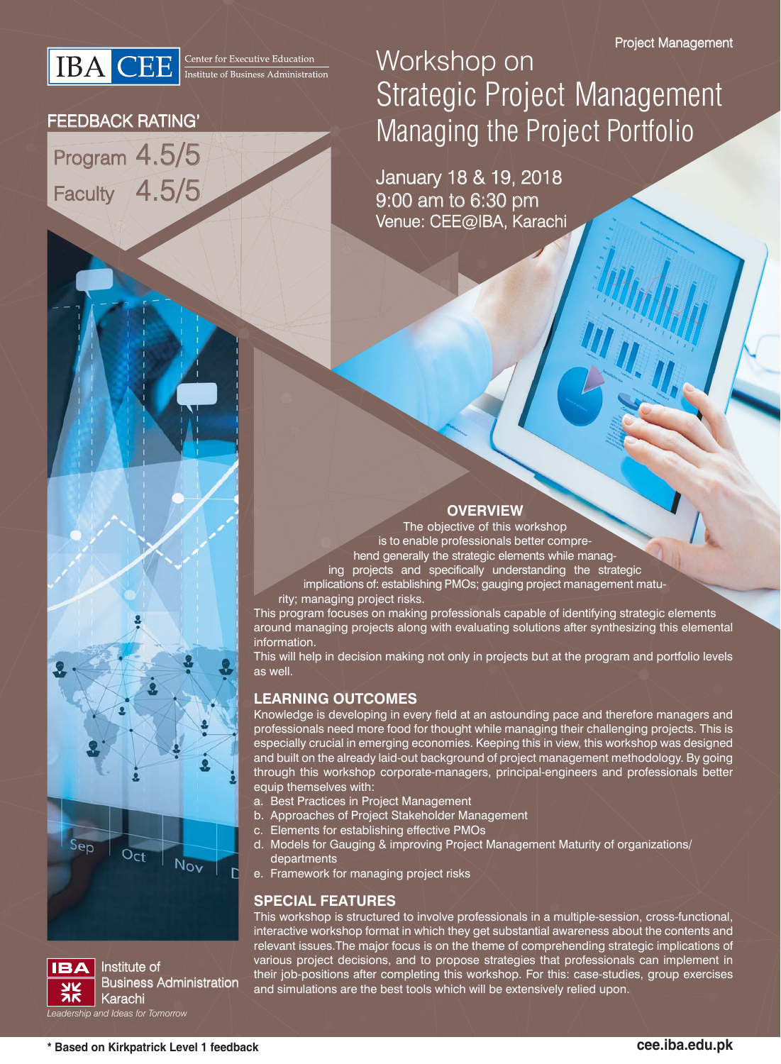IBA CEE Center for Executive Education Institute of Business Administration

Project Management

# Workshop on Strategic Project Management Managing the Project Portfolio

January 18 & 19, 2018
9:00 am to 6:30 pm
Venue: CEE@IBA, Karachi

**FEEDBACK RATING***

Program 4.5/5

Faculty 4.5/5

## OVERVIEW

The objective of this workshop is to enable professionals better comprehend generally the strategic elements while managing projects and specifically understanding the strategic implications of: establishing PMOs; gauging project management maturity; managing project risks.

This program focuses on making professionals capable of identifying strategic elements around managing projects along with evaluating solutions after synthesizing this elemental information.

This will help in decision making not only in projects but at the program and portfolio levels as well.

## LEARNING OUTCOMES

Knowledge is developing in every field at an astounding pace and therefore managers and professionals need more food for thought while managing their challenging projects. This is especially crucial in emerging economies. Keeping this in view, this workshop was designed and built on the already laid-out background of project management methodology. By going through this workshop corporate-managers, principal-engineers and professionals better equip themselves with:

a. Best Practices in Project Management
b. Approaches of Project Stakeholder Management
c. Elements for establishing effective PMOs
d. Models for Gauging & improving Project Management Maturity of organizations/ departments
e. Framework for managing project risks

## SPECIAL FEATURES

This workshop is structured to involve professionals in a multiple-session, cross-functional, interactive workshop format in which they get substantial awareness about the contents and relevant issues.The major focus is on the theme of comprehending strategic implications of various project decisions, and to propose strategies that professionals can implement in their job-positions after completing this workshop. For this: case-studies, group exercises and simulations are the best tools which will be extensively relied upon.

IBA Institute of Business Administration Karachi
*Leadership and Ideas for Tomorrow*

**\* Based on Kirkpatrick Level 1 feedback**

**cee.iba.edu.pk**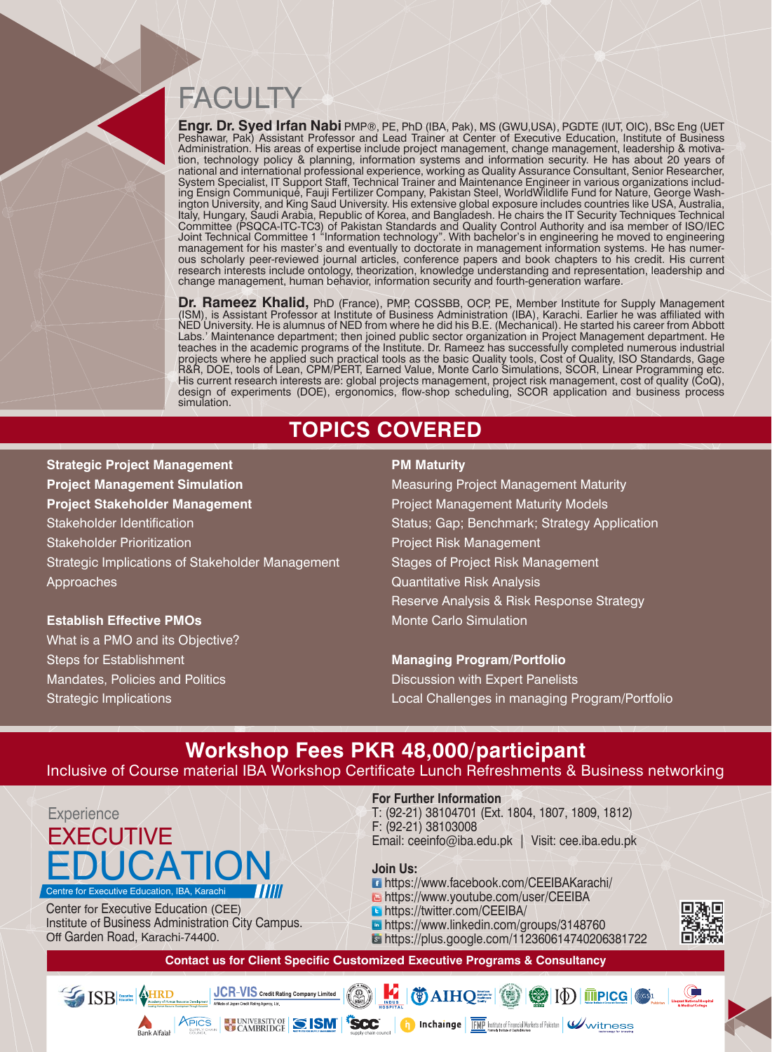# FACULTY

**Engr. Dr. Syed Irfan Nabi** PMP®, PE, PhD (IBA, Pak), MS (GWU,USA), PGDTE (IUT, OIC), BSc Eng (UET Peshawar, Pak) Assistant Professor and Lead Trainer at Center of Executive Education, Institute of Business Administration. His areas of expertise include project management, change management, leadership & motivation, technology policy & planning, information systems and information security. He has about 20 years of national and international professional experience, working as Quality Assurance Consultant, Senior Researcher, System Specialist, IT Support Staff, Technical Trainer and Maintenance Engineer in various organizations including Ensign Communiqué, Fauji Fertilizer Company, Pakistan Steel, WorldWildlife Fund for Nature, George Washington University, and King Saud University. His extensive global exposure includes countries like USA, Australia, Italy, Hungary, Saudi Arabia, Republic of Korea, and Bangladesh. He chairs the IT Security Techniques Technical Committee (PSQCA-ITC-TC3) of Pakistan Standards and Quality Control Authority and isa member of ISO/IEC Joint Technical Committee 1 "Information technology". With bachelor's in engineering he moved to engineering management for his master's and eventually to doctorate in management information systems. He has numerous scholarly peer-reviewed journal articles, conference papers and book chapters to his credit. His current research interests include ontology, theorization, knowledge understanding and representation, leadership and change management, human behavior, information security and fourth-generation warfare.

**Dr. Rameez Khalid,** PhD (France), PMP, CQSSBB, OCP, PE, Member Institute for Supply Management (ISM), is Assistant Professor at Institute of Business Administration (IBA), Karachi. Earlier he was affiliated with NED University. He is alumnus of NED from where he did his B.E. (Mechanical). He started his career from Abbott Labs.' Maintenance department; then joined public sector organization in Project Management department. He teaches in the academic programs of the Institute. Dr. Rameez has successfully completed numerous industrial projects where he applied such practical tools as the basic Quality tools, Cost of Quality, ISO Standards, Gage R&R, DOE, tools of Lean, CPM/PERT, Earned Value, Monte Carlo Simulations, SCOR, Linear Programming etc. His current research interests are: global projects management, project risk management, cost of quality (CoQ), design of experiments (DOE), ergonomics, flow-shop scheduling, SCOR application and business process simulation.

## TOPICS COVERED

**Strategic Project Management**

**Project Management Simulation**

**Project Stakeholder Management**

- Stakeholder Identification
- Stakeholder Prioritization
- Strategic Implications of Stakeholder Management Approaches

**Establish Effective PMOs**

- What is a PMO and its Objective?
- Steps for Establishment
- Mandates, Policies and Politics
- Strategic Implications

**PM Maturity**

- Measuring Project Management Maturity
- Project Management Maturity Models
- Status; Gap; Benchmark; Strategy Application
- Project Risk Management
- Stages of Project Risk Management
- Quantitative Risk Analysis
- Reserve Analysis & Risk Response Strategy
- Monte Carlo Simulation

**Managing Program/Portfolio**

- Discussion with Expert Panelists
- Local Challenges in managing Program/Portfolio

## Workshop Fees PKR 48,000/participant

Inclusive of Course material IBA Workshop Certificate Lunch Refreshments & Business networking

Experience
EXECUTIVE
EDUCATION
Centre for Executive Education, IBA, Karachi

Center for Executive Education (CEE)
Institute of Business Administration City Campus.
Off Garden Road, Karachi-74400.

**For Further Information**
T: (92-21) 38104701 (Ext. 1804, 1807, 1809, 1812)
F: (92-21) 38103008
Email: ceeinfo@iba.edu.pk | Visit: cee.iba.edu.pk

**Join Us:**
- https://www.facebook.com/CEEIBAKarachi/
- https://www.youtube.com/user/CEEIBA
- https://twitter.com/CEEIBA/
- https://www.linkedin.com/groups/3148760
- https://plus.google.com/112360614740206381722

**Contact us for Client Specific Customized Executive Programs & Consultancy**